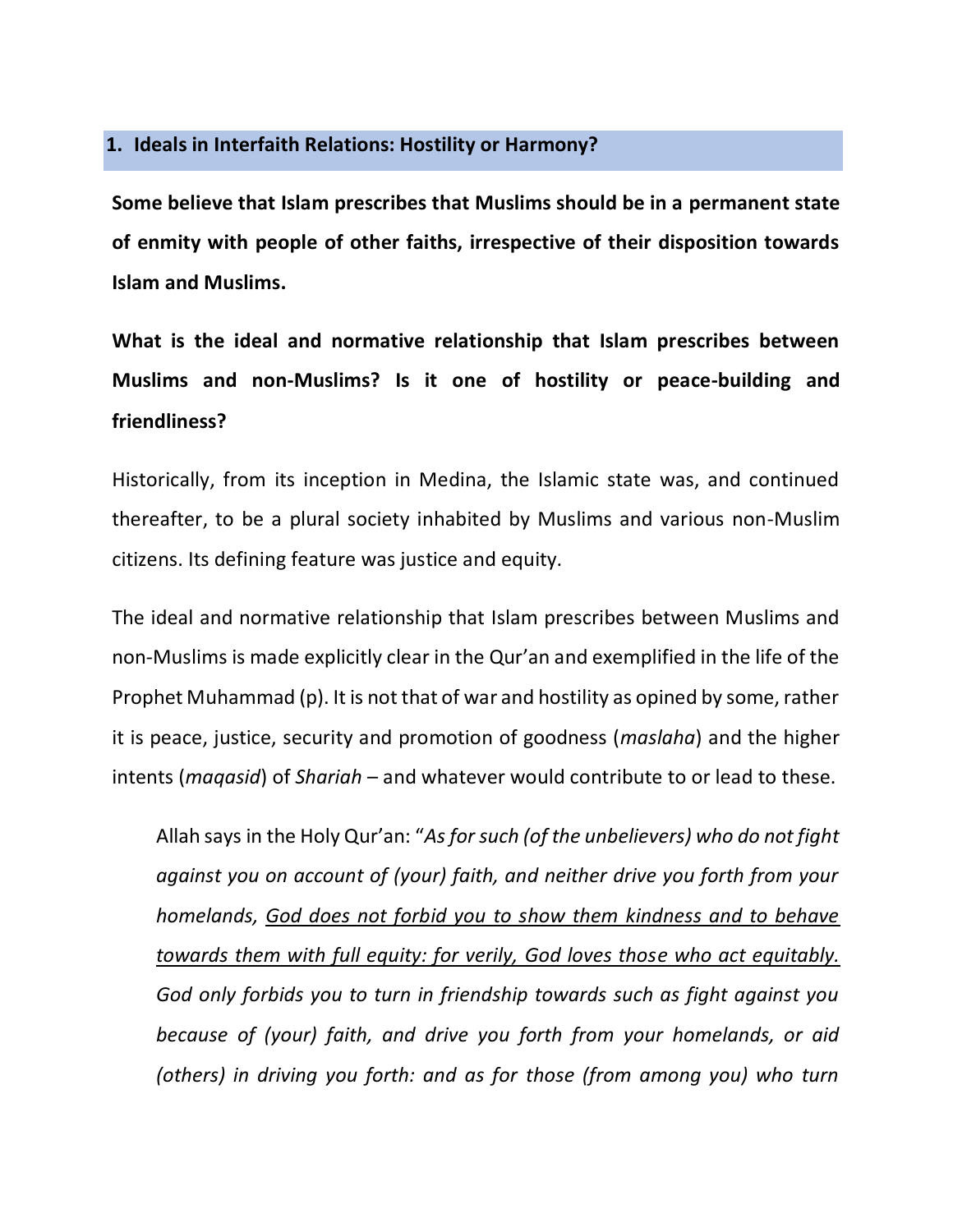## 1. Ideals in Interfaith Relations: Hostility or Harmony?

**Some believe that Islam prescribes that Muslims should be in a permanent state of enmity with people of other faiths, irrespective of their disposition towards Islam and Muslims.**

**What is the ideal and normative relationship that Islam prescribes between Muslims and non-Muslims? Is it one of hostility or peace-building and friendliness?**

Historically, from its inception in Medina, the Islamic state was, and continued thereafter, to be a plural society inhabited by Muslims and various non-Muslim citizens. Its defining feature was justice and equity.

The ideal and normative relationship that Islam prescribes between Muslims and non-Muslims is made explicitly clear in the Qur'an and exemplified in the life of the Prophet Muhammad (p). It is not that of war and hostility as opined by some, rather it is peace, justice, security and promotion of goodness (*maslaha*) and the higher intents (*maqasid*) of *Shariah* – and whatever would contribute to or lead to these.

> Allah says in the Holy Qur'an: "*As for such (of the unbelievers) who do not fight against you on account of (your) faith, and neither drive you forth from your homelands, <u>God does not forbid you to show them kindness and to behave towards them with full equity: for verily, God loves those who act equitably.</u> God only forbids you to turn in friendship towards such as fight against you because of (your) faith, and drive you forth from your homelands, or aid (others) in driving you forth: and as for those (from among you) who turn*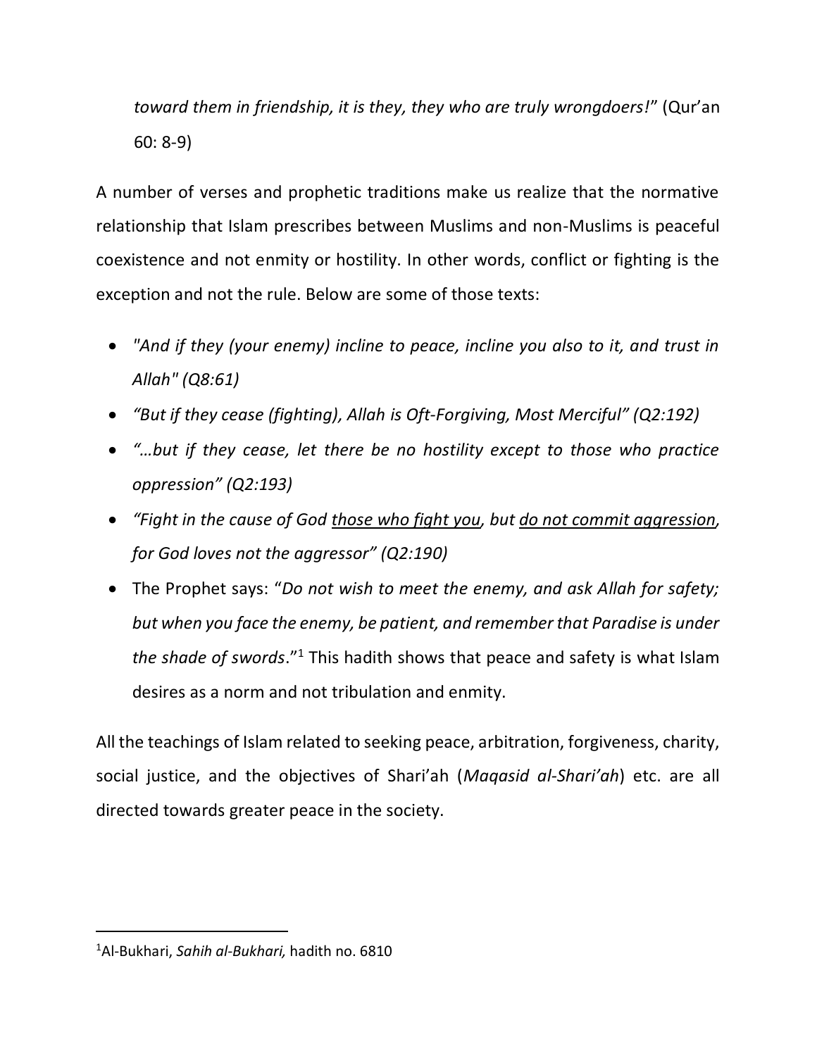*toward them in friendship, it is they, they who are truly wrongdoers!*" (Qur'an 60: 8-9)

A number of verses and prophetic traditions make us realize that the normative relationship that Islam prescribes between Muslims and non-Muslims is peaceful coexistence and not enmity or hostility. In other words, conflict or fighting is the exception and not the rule. Below are some of those texts:

- *"And if they (your enemy) incline to peace, incline you also to it, and trust in Allah" (Q8:61)*
- *"But if they cease (fighting), Allah is Oft-Forgiving, Most Merciful" (Q2:192)*
- *"…but if they cease, let there be no hostility except to those who practice oppression" (Q2:193)*
- *"Fight in the cause of God <u>those who fight you</u>, but <u>do not commit aggression</u>, for God loves not the aggressor" (Q2:190)*
- The Prophet says: "*Do not wish to meet the enemy, and ask Allah for safety; but when you face the enemy, be patient, and remember that Paradise is under the shade of swords*."[1] This hadith shows that peace and safety is what Islam desires as a norm and not tribulation and enmity.

All the teachings of Islam related to seeking peace, arbitration, forgiveness, charity, social justice, and the objectives of Shari'ah (*Maqasid al-Shari'ah*) etc. are all directed towards greater peace in the society.

---

[1]Al-Bukhari, *Sahih al-Bukhari,* hadith no. 6810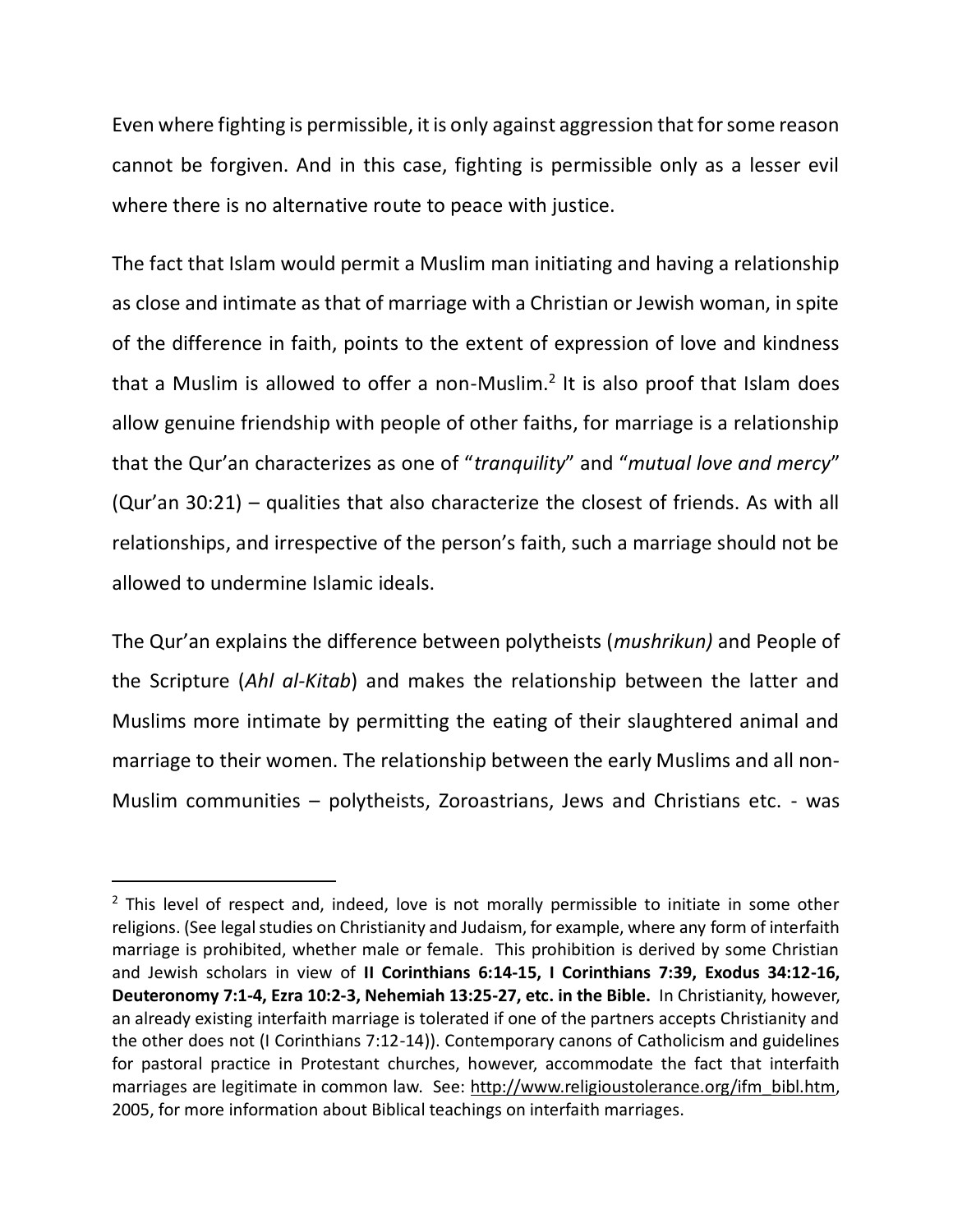Even where fighting is permissible, it is only against aggression that for some reason cannot be forgiven. And in this case, fighting is permissible only as a lesser evil where there is no alternative route to peace with justice.

The fact that Islam would permit a Muslim man initiating and having a relationship as close and intimate as that of marriage with a Christian or Jewish woman, in spite of the difference in faith, points to the extent of expression of love and kindness that a Muslim is allowed to offer a non-Muslim.[2] It is also proof that Islam does allow genuine friendship with people of other faiths, for marriage is a relationship that the Qur'an characterizes as one of "*tranquility*" and "*mutual love and mercy*" (Qur'an 30:21) – qualities that also characterize the closest of friends. As with all relationships, and irrespective of the person's faith, such a marriage should not be allowed to undermine Islamic ideals.

The Qur'an explains the difference between polytheists (*mushrikun)* and People of the Scripture (*Ahl al-Kitab*) and makes the relationship between the latter and Muslims more intimate by permitting the eating of their slaughtered animal and marriage to their women. The relationship between the early Muslims and all non-Muslim communities – polytheists, Zoroastrians, Jews and Christians etc. - was

---

[2] This level of respect and, indeed, love is not morally permissible to initiate in some other religions. (See legal studies on Christianity and Judaism, for example, where any form of interfaith marriage is prohibited, whether male or female. This prohibition is derived by some Christian and Jewish scholars in view of **II Corinthians 6:14-15, I Corinthians 7:39, Exodus 34:12-16, Deuteronomy 7:1-4, Ezra 10:2-3, Nehemiah 13:25-27, etc. in the Bible.** In Christianity, however, an already existing interfaith marriage is tolerated if one of the partners accepts Christianity and the other does not (I Corinthians 7:12-14)). Contemporary canons of Catholicism and guidelines for pastoral practice in Protestant churches, however, accommodate the fact that interfaith marriages are legitimate in common law. See: http://www.religioustolerance.org/ifm_bibl.htm, 2005, for more information about Biblical teachings on interfaith marriages.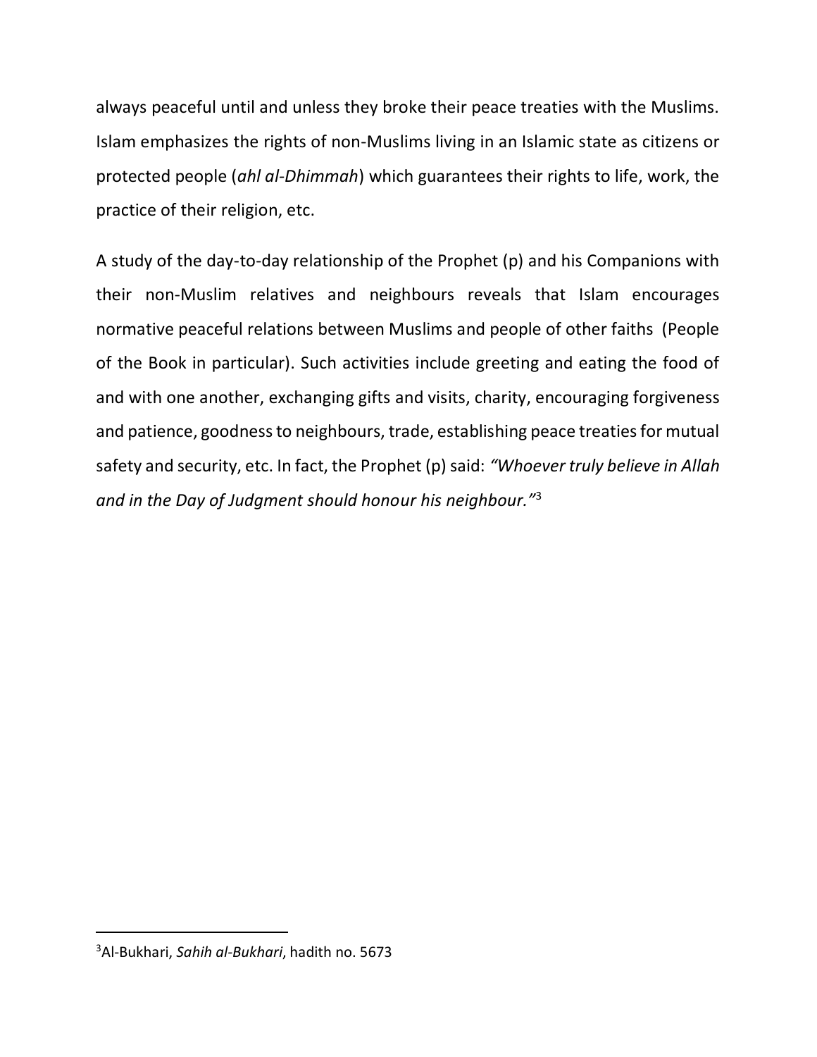always peaceful until and unless they broke their peace treaties with the Muslims. Islam emphasizes the rights of non-Muslims living in an Islamic state as citizens or protected people (*ahl al-Dhimmah*) which guarantees their rights to life, work, the practice of their religion, etc.

A study of the day-to-day relationship of the Prophet (p) and his Companions with their non-Muslim relatives and neighbours reveals that Islam encourages normative peaceful relations between Muslims and people of other faiths (People of the Book in particular). Such activities include greeting and eating the food of and with one another, exchanging gifts and visits, charity, encouraging forgiveness and patience, goodness to neighbours, trade, establishing peace treaties for mutual safety and security, etc. In fact, the Prophet (p) said: *"Whoever truly believe in Allah and in the Day of Judgment should honour his neighbour."*[3]

---

[3] Al-Bukhari, *Sahih al-Bukhari*, hadith no. 5673